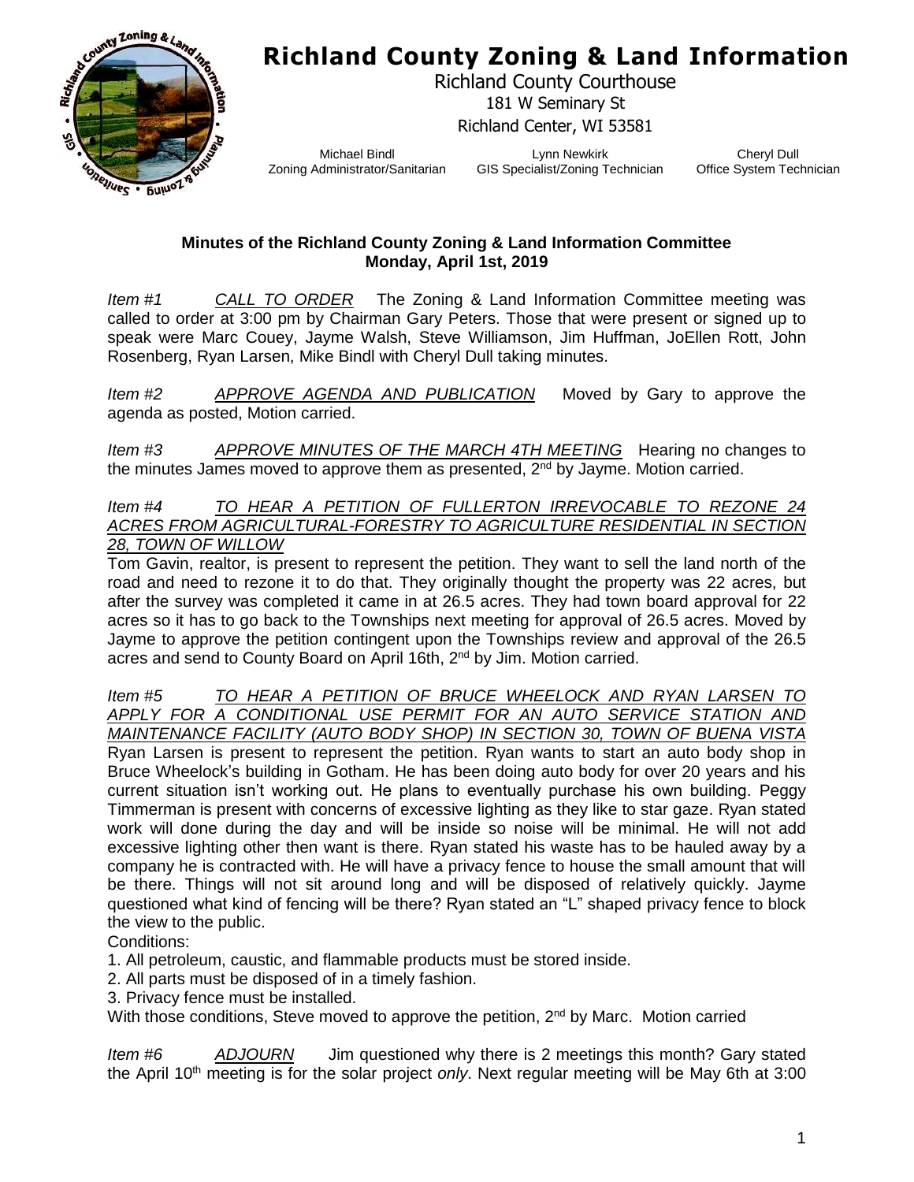# Richland County Zoning & Land Information

Richland County Courthouse
181 W Seminary St
Richland Center, WI 53581

Michael Bindl
Zoning Administrator/Sanitarian

Lynn Newkirk
GIS Specialist/Zoning Technician

Cheryl Dull
Office System Technician

**Minutes of the Richland County Zoning & Land Information Committee**
**Monday, April 1st, 2019**

*Item #1* *CALL TO ORDER* The Zoning & Land Information Committee meeting was called to order at 3:00 pm by Chairman Gary Peters. Those that were present or signed up to speak were Marc Couey, Jayme Walsh, Steve Williamson, Jim Huffman, JoEllen Rott, John Rosenberg, Ryan Larsen, Mike Bindl with Cheryl Dull taking minutes.

*Item #2* *APPROVE AGENDA AND PUBLICATION* Moved by Gary to approve the agenda as posted, Motion carried.

*Item #3* *APPROVE MINUTES OF THE MARCH 4TH MEETING* Hearing no changes to the minutes James moved to approve them as presented, 2nd by Jayme. Motion carried.

*Item #4* *TO HEAR A PETITION OF FULLERTON IRREVOCABLE TO REZONE 24 ACRES FROM AGRICULTURAL-FORESTRY TO AGRICULTURE RESIDENTIAL IN SECTION 28, TOWN OF WILLOW*

Tom Gavin, realtor, is present to represent the petition. They want to sell the land north of the road and need to rezone it to do that. They originally thought the property was 22 acres, but after the survey was completed it came in at 26.5 acres. They had town board approval for 22 acres so it has to go back to the Townships next meeting for approval of 26.5 acres. Moved by Jayme to approve the petition contingent upon the Townships review and approval of the 26.5 acres and send to County Board on April 16th, 2nd by Jim. Motion carried.

*Item #5* *TO HEAR A PETITION OF BRUCE WHEELOCK AND RYAN LARSEN TO APPLY FOR A CONDITIONAL USE PERMIT FOR AN AUTO SERVICE STATION AND MAINTENANCE FACILITY (AUTO BODY SHOP) IN SECTION 30, TOWN OF BUENA VISTA*

Ryan Larsen is present to represent the petition. Ryan wants to start an auto body shop in Bruce Wheelock's building in Gotham. He has been doing auto body for over 20 years and his current situation isn't working out. He plans to eventually purchase his own building. Peggy Timmerman is present with concerns of excessive lighting as they like to star gaze. Ryan stated work will done during the day and will be inside so noise will be minimal. He will not add excessive lighting other then want is there. Ryan stated his waste has to be hauled away by a company he is contracted with. He will have a privacy fence to house the small amount that will be there. Things will not sit around long and will be disposed of relatively quickly. Jayme questioned what kind of fencing will be there? Ryan stated an "L" shaped privacy fence to block the view to the public.

Conditions:

1. All petroleum, caustic, and flammable products must be stored inside.
2. All parts must be disposed of in a timely fashion.
3. Privacy fence must be installed.

With those conditions, Steve moved to approve the petition, 2nd by Marc. Motion carried

*Item #6* *ADJOURN* Jim questioned why there is 2 meetings this month? Gary stated the April 10th meeting is for the solar project *only*. Next regular meeting will be May 6th at 3:00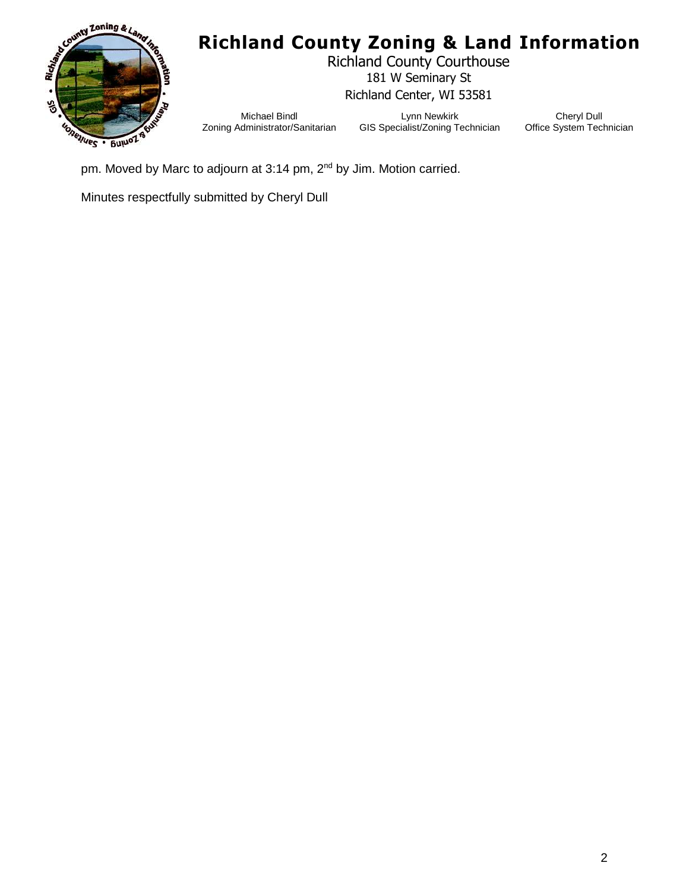pm. Moved by Marc to adjourn at 3:14 pm, 2nd by Jim. Motion carried.

Minutes respectfully submitted by Cheryl Dull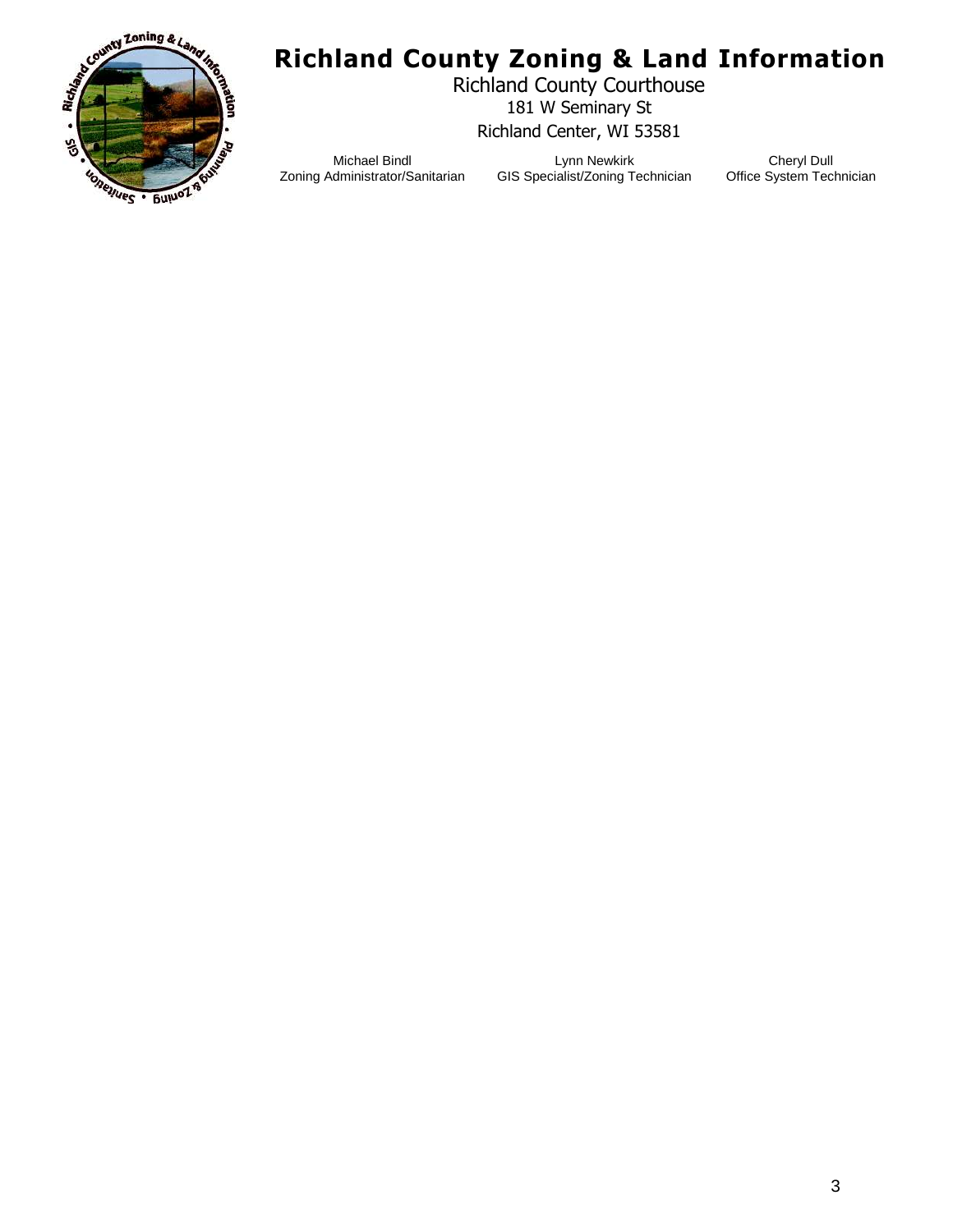# Richland County Zoning & Land Information

Richland County Courthouse
181 W Seminary St
Richland Center, WI 53581

Michael Bindl
Zoning Administrator/Sanitarian

Lynn Newkirk
GIS Specialist/Zoning Technician

Cheryl Dull
Office System Technician